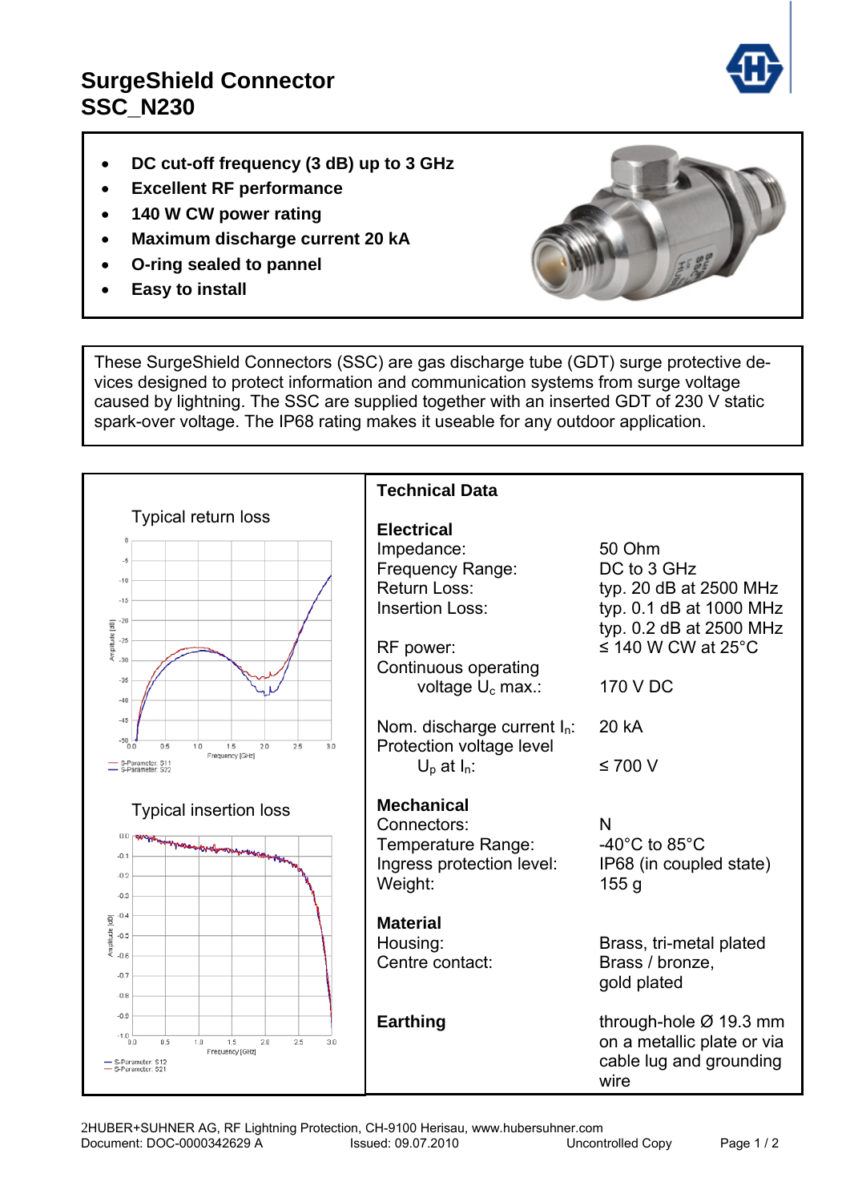# SurgeShield Connector SSC_N230

- DC cut-off frequency (3 dB) up to 3 GHz
- Excellent RF performance
- 140 W CW power rating
- Maximum discharge current 20 kA
- O-ring sealed to pannel
- Easy to install

These SurgeShield Connectors (SSC) are gas discharge tube (GDT) surge protective devices designed to protect information and communication systems from surge voltage caused by lightning. The SSC are supplied together with an inserted GDT of 230 V static spark-over voltage. The IP68 rating makes it useable for any outdoor application.

Typical return loss

Typical insertion loss

## Technical Data

### Electrical

| | |
|---|---|
| Impedance: | 50 Ohm |
| Frequency Range: | DC to 3 GHz |
| Return Loss: | typ. 20 dB at 2500 MHz |
| Insertion Loss: | typ. 0.1 dB at 1000 MHz |
| | typ. 0.2 dB at 2500 MHz |
| RF power: | ≤ 140 W CW at 25°C |
| Continuous operating voltage $U_c$ max.: | 170 V DC |
| Nom. discharge current $I_n$: | 20 kA |
| Protection voltage level $U_p$ at $I_n$: | ≤ 700 V |

### Mechanical

| | |
|---|---|
| Connectors: | N |
| Temperature Range: | -40°C to 85°C |
| Ingress protection level: | IP68 (in coupled state) |
| Weight: | 155 g |

### Material

| | |
|---|---|
| Housing: | Brass, tri-metal plated |
| Centre contact: | Brass / bronze, gold plated |

### Earthing

through-hole Ø 19.3 mm on a metallic plate or via cable lug and grounding wire

HUBER+SUHNER AG, RF Lightning Protection, CH-9100 Herisau, www.hubersuhner.com
Document: DOC-0000342629 A Issued: 09.07.2010 Uncontrolled Copy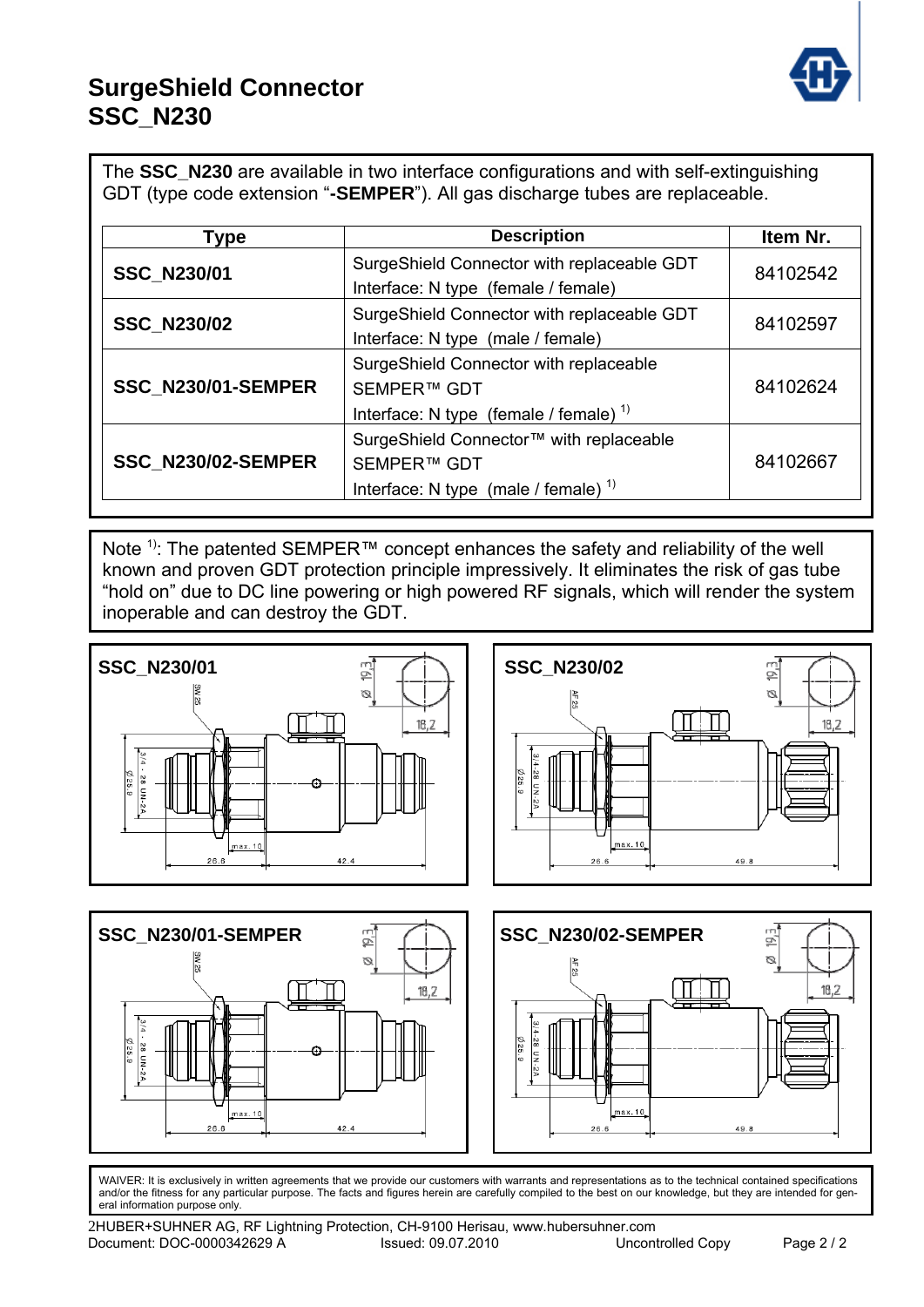# SurgeShield Connector SSC_N230

The **SSC_N230** are available in two interface configurations and with self-extinguishing GDT (type code extension "**-SEMPER**"). All gas discharge tubes are replaceable.

| Type | Description | Item Nr. |
|---|---|---|
| **SSC_N230/01** | SurgeShield Connector with replaceable GDT<br>Interface: N type (female / female) | 84102542 |
| **SSC_N230/02** | SurgeShield Connector with replaceable GDT<br>Interface: N type (male / female) | 84102597 |
| **SSC_N230/01-SEMPER** | SurgeShield Connector with replaceable SEMPER™ GDT<br>Interface: N type (female / female) [1)] | 84102624 |
| **SSC_N230/02-SEMPER** | SurgeShield Connector™ with replaceable SEMPER™ GDT<br>Interface: N type (male / female) [1)] | 84102667 |

Note [1)]: The patented SEMPER™ concept enhances the safety and reliability of the well known and proven GDT protection principle impressively. It eliminates the risk of gas tube "hold on" due to DC line powering or high powered RF signals, which will render the system inoperable and can destroy the GDT.

**SSC_N230/01**

SW 25
Ø 19,3
18,2
3/4 - 28 UN-2A
Ø 25.9
max. 10
26.6
42.4

**SSC_N230/02**

AF 25
Ø 19,3
18,2
3/4-28 UN-2A
Ø 25.9
max. 10
26.6
49.8

**SSC_N230/01-SEMPER**

SW 25
Ø 19,3
18,2
3/4 - 28 UN-2A
Ø 25.9
max. 10
26.6
42.4

**SSC_N230/02-SEMPER**

AF 25
Ø 19,3
18,2
3/4-28 UN-2A
Ø 25.9
max. 10
26.6
49.8

WAIVER: It is exclusively in written agreements that we provide our customers with warrants and representations as to the technical contained specifications and/or the fitness for any particular purpose. The facts and figures herein are carefully compiled to the best on our knowledge, but they are intended for general information purpose only.

HUBER+SUHNER AG, RF Lightning Protection, CH-9100 Herisau, www.hubersuhner.com
Document: DOC-0000342629 A    Issued: 09.07.2010    Uncontrolled Copy